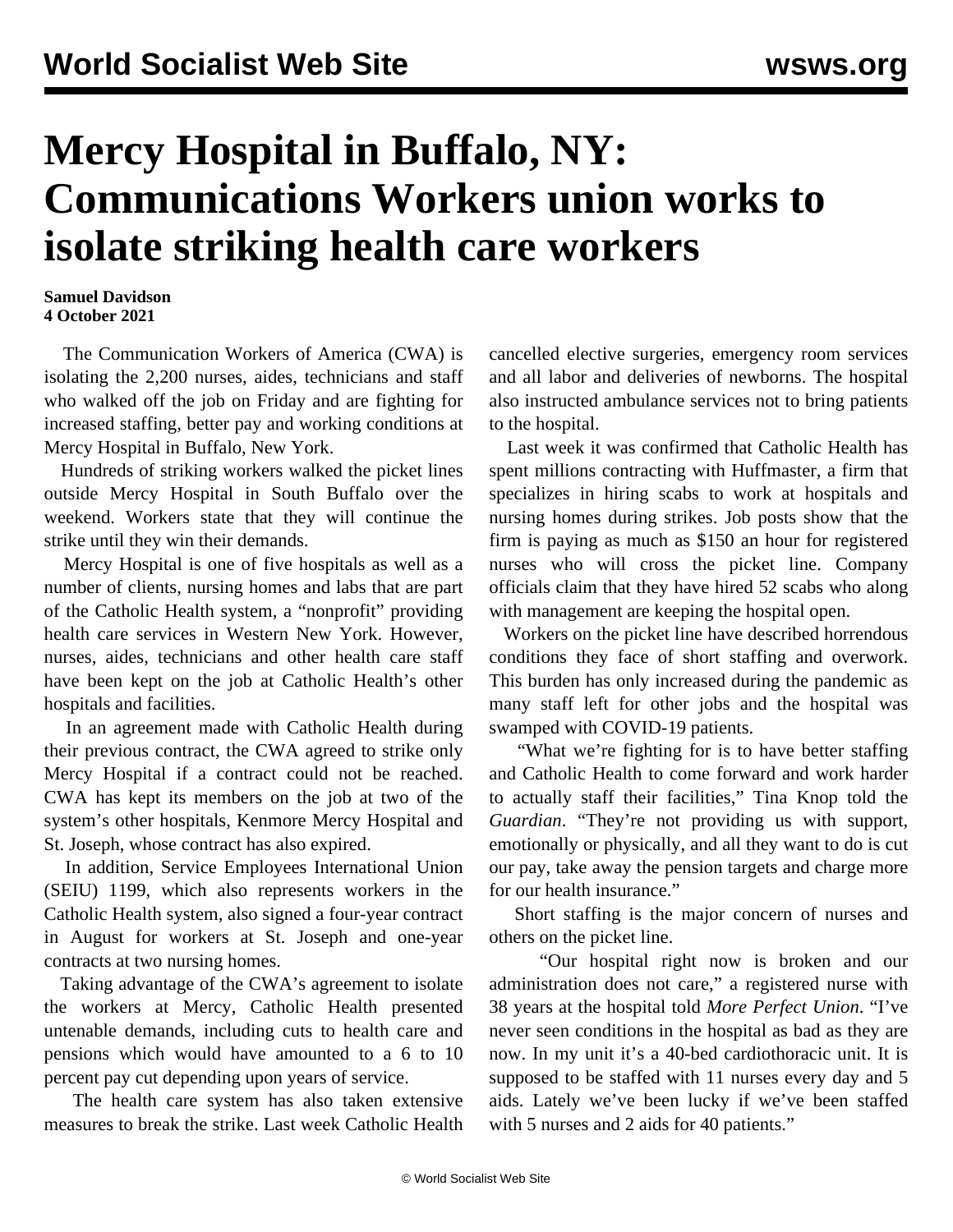# Mercy Hospital in Buffalo, NY: Communications Workers union works to isolate striking health care workers

**Samuel Davidson**
**4 October 2021**

The Communication Workers of America (CWA) is isolating the 2,200 nurses, aides, technicians and staff who walked off the job on Friday and are fighting for increased staffing, better pay and working conditions at Mercy Hospital in Buffalo, New York.

Hundreds of striking workers walked the picket lines outside Mercy Hospital in South Buffalo over the weekend. Workers state that they will continue the strike until they win their demands.

Mercy Hospital is one of five hospitals as well as a number of clients, nursing homes and labs that are part of the Catholic Health system, a "nonprofit" providing health care services in Western New York. However, nurses, aides, technicians and other health care staff have been kept on the job at Catholic Health's other hospitals and facilities.

In an agreement made with Catholic Health during their previous contract, the CWA agreed to strike only Mercy Hospital if a contract could not be reached. CWA has kept its members on the job at two of the system's other hospitals, Kenmore Mercy Hospital and St. Joseph, whose contract has also expired.

In addition, Service Employees International Union (SEIU) 1199, which also represents workers in the Catholic Health system, also signed a four-year contract in August for workers at St. Joseph and one-year contracts at two nursing homes.

Taking advantage of the CWA's agreement to isolate the workers at Mercy, Catholic Health presented untenable demands, including cuts to health care and pensions which would have amounted to a 6 to 10 percent pay cut depending upon years of service.

The health care system has also taken extensive measures to break the strike. Last week Catholic Health cancelled elective surgeries, emergency room services and all labor and deliveries of newborns. The hospital also instructed ambulance services not to bring patients to the hospital.

Last week it was confirmed that Catholic Health has spent millions contracting with Huffmaster, a firm that specializes in hiring scabs to work at hospitals and nursing homes during strikes. Job posts show that the firm is paying as much as $150 an hour for registered nurses who will cross the picket line. Company officials claim that they have hired 52 scabs who along with management are keeping the hospital open.

Workers on the picket line have described horrendous conditions they face of short staffing and overwork. This burden has only increased during the pandemic as many staff left for other jobs and the hospital was swamped with COVID-19 patients.

"What we're fighting for is to have better staffing and Catholic Health to come forward and work harder to actually staff their facilities," Tina Knop told the *Guardian*. "They're not providing us with support, emotionally or physically, and all they want to do is cut our pay, take away the pension targets and charge more for our health insurance."

Short staffing is the major concern of nurses and others on the picket line.

"Our hospital right now is broken and our administration does not care," a registered nurse with 38 years at the hospital told *More Perfect Union*. "I've never seen conditions in the hospital as bad as they are now. In my unit it's a 40-bed cardiothoracic unit. It is supposed to be staffed with 11 nurses every day and 5 aids. Lately we've been lucky if we've been staffed with 5 nurses and 2 aids for 40 patients."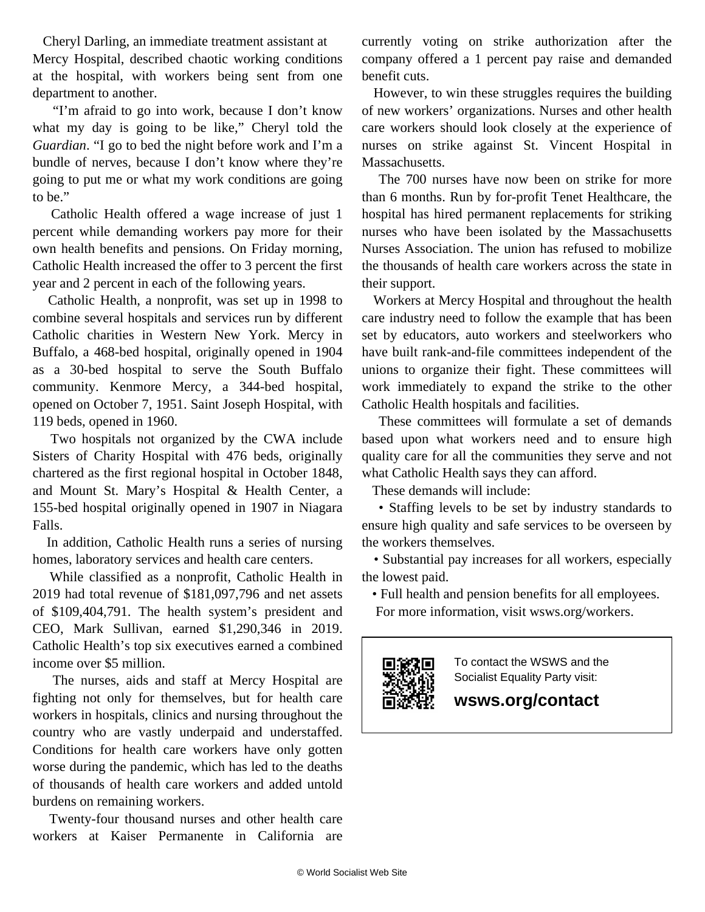Cheryl Darling, an immediate treatment assistant at Mercy Hospital, described chaotic working conditions at the hospital, with workers being sent from one department to another.

"I'm afraid to go into work, because I don't know what my day is going to be like," Cheryl told the *Guardian*. "I go to bed the night before work and I'm a bundle of nerves, because I don't know where they're going to put me or what my work conditions are going to be."

Catholic Health offered a wage increase of just 1 percent while demanding workers pay more for their own health benefits and pensions. On Friday morning, Catholic Health increased the offer to 3 percent the first year and 2 percent in each of the following years.

Catholic Health, a nonprofit, was set up in 1998 to combine several hospitals and services run by different Catholic charities in Western New York. Mercy in Buffalo, a 468-bed hospital, originally opened in 1904 as a 30-bed hospital to serve the South Buffalo community. Kenmore Mercy, a 344-bed hospital, opened on October 7, 1951. Saint Joseph Hospital, with 119 beds, opened in 1960.

Two hospitals not organized by the CWA include Sisters of Charity Hospital with 476 beds, originally chartered as the first regional hospital in October 1848, and Mount St. Mary's Hospital & Health Center, a 155-bed hospital originally opened in 1907 in Niagara Falls.

In addition, Catholic Health runs a series of nursing homes, laboratory services and health care centers.

While classified as a nonprofit, Catholic Health in 2019 had total revenue of $181,097,796 and net assets of $109,404,791. The health system's president and CEO, Mark Sullivan, earned $1,290,346 in 2019. Catholic Health's top six executives earned a combined income over $5 million.

The nurses, aids and staff at Mercy Hospital are fighting not only for themselves, but for health care workers in hospitals, clinics and nursing throughout the country who are vastly underpaid and understaffed. Conditions for health care workers have only gotten worse during the pandemic, which has led to the deaths of thousands of health care workers and added untold burdens on remaining workers.

Twenty-four thousand nurses and other health care workers at Kaiser Permanente in California are currently voting on strike authorization after the company offered a 1 percent pay raise and demanded benefit cuts.

However, to win these struggles requires the building of new workers' organizations. Nurses and other health care workers should look closely at the experience of nurses on strike against St. Vincent Hospital in Massachusetts.

The 700 nurses have now been on strike for more than 6 months. Run by for-profit Tenet Healthcare, the hospital has hired permanent replacements for striking nurses who have been isolated by the Massachusetts Nurses Association. The union has refused to mobilize the thousands of health care workers across the state in their support.

Workers at Mercy Hospital and throughout the health care industry need to follow the example that has been set by educators, auto workers and steelworkers who have built rank-and-file committees independent of the unions to organize their fight. These committees will work immediately to expand the strike to the other Catholic Health hospitals and facilities.

These committees will formulate a set of demands based upon what workers need and to ensure high quality care for all the communities they serve and not what Catholic Health says they can afford.

These demands will include:

- Staffing levels to be set by industry standards to ensure high quality and safe services to be overseen by the workers themselves.
- Substantial pay increases for all workers, especially the lowest paid.
- Full health and pension benefits for all employees.

For more information, visit wsws.org/workers.

To contact the WSWS and the Socialist Equality Party visit:

**wsws.org/contact**